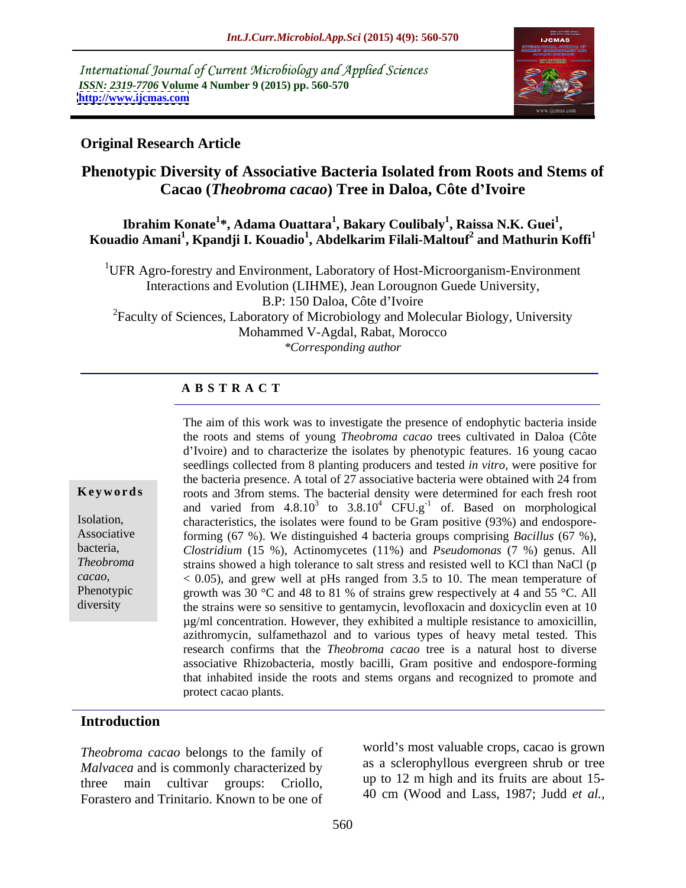International Journal of Current Microbiology and Applied Sciences
*ISSN: 2319-7706* **Volume 4 Number 9 (2015) pp. 560-570**
**http://www.ijcmas.com**

**Original Research Article**

# Phenotypic Diversity of Associative Bacteria Isolated from Roots and Stems of Cacao (*Theobroma cacao*) Tree in Daloa, Côte d'Ivoire

**Ibrahim Konate[1]*, Adama Ouattara[1], Bakary Coulibaly[1], Raissa N.K. Guei[1], Kouadio Amani[1], Kpandji I. Kouadio[1], Abdelkarim Filali-Maltouf[2] and Mathurin Koffi[1]**

[1]UFR Agro-forestry and Environment, Laboratory of Host-Microorganism-Environment Interactions and Evolution (LIHME), Jean Lorougnon Guede University, B.P: 150 Daloa, Côte d'Ivoire

[2]Faculty of Sciences, Laboratory of Microbiology and Molecular Biology, University Mohammed V-Agdal, Rabat, Morocco

*\*Corresponding author*

## ABSTRACT

**Keywords**

Isolation, Associative bacteria, *Theobroma cacao*, Phenotypic diversity

The aim of this work was to investigate the presence of endophytic bacteria inside the roots and stems of young *Theobroma cacao* trees cultivated in Daloa (Côte d'Ivoire) and to characterize the isolates by phenotypic features. 16 young cacao seedlings collected from 8 planting producers and tested *in vitro*, were positive for the bacteria presence. A total of 27 associative bacteria were obtained with 24 from roots and 3from stems. The bacterial density were determined for each fresh root and varied from $4.8.10^3$ to $3.8.10^4$ $CFU.g^{-1}$ of. Based on morphological characteristics, the isolates were found to be Gram positive (93%) and endospore-forming (67 %). We distinguished 4 bacteria groups comprising *Bacillus* (67 %), *Clostridium* (15 %), Actinomycetes (11%) and *Pseudomonas* (7 %) genus. All strains showed a high tolerance to salt stress and resisted well to KCl than NaCl ($p < 0.05$), and grew well at pHs ranged from 3.5 to 10. The mean temperature of growth was 30 °C and 48 to 81 % of strains grew respectively at 4 and 55 °C. All the strains were so sensitive to gentamycin, levofloxacin and doxicyclin even at 10 µg/ml concentration. However, they exhibited a multiple resistance to amoxicillin, azithromycin, sulfamethazol and to various types of heavy metal tested. This research confirms that the *Theobroma cacao* tree is a natural host to diverse associative Rhizobacteria, mostly bacilli, Gram positive and endospore-forming that inhabited inside the roots and stems organs and recognized to promote and protect cacao plants.

## Introduction

*Theobroma cacao* belongs to the family of *Malvacea* and is commonly characterized by three main cultivar groups: Criollo, Forastero and Trinitario. Known to be one of world's most valuable crops, cacao is grown as a sclerophyllous evergreen shrub or tree up to 12 m high and its fruits are about 15-40 cm (Wood and Lass, 1987; Judd *et al.*,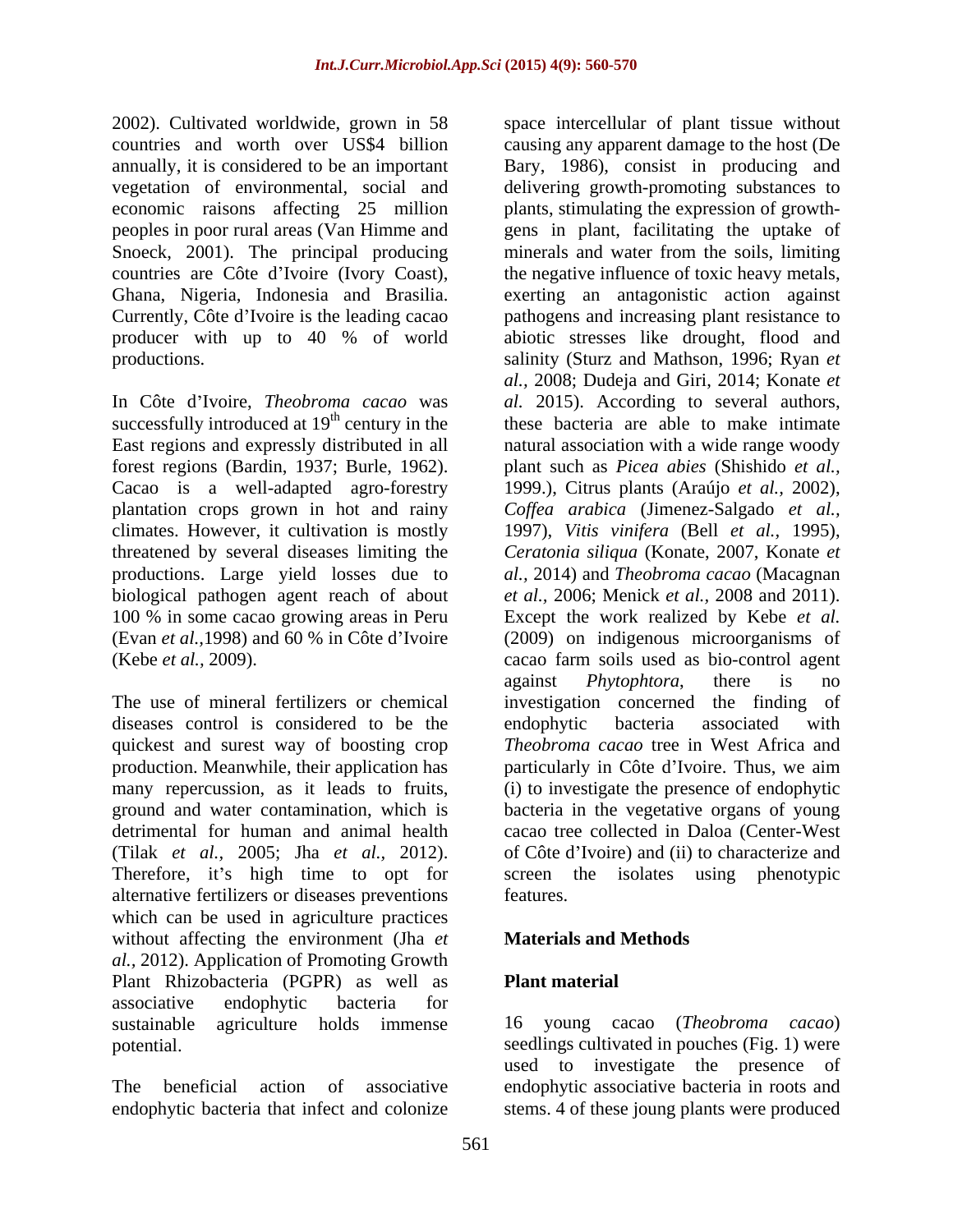2002). Cultivated worldwide, grown in 58 countries and worth over US$4 billion annually, it is considered to be an important vegetation of environmental, social and economic raisons affecting 25 million peoples in poor rural areas (Van Himme and Snoeck, 2001). The principal producing countries are Côte d'Ivoire (Ivory Coast), Ghana, Nigeria, Indonesia and Brasilia. Currently, Côte d'Ivoire is the leading cacao producer with up to 40 % of world productions.

In Côte d'Ivoire, *Theobroma cacao* was successfully introduced at 19th century in the East regions and expressly distributed in all forest regions (Bardin, 1937; Burle, 1962). Cacao is a well-adapted agro-forestry plantation crops grown in hot and rainy climates. However, it cultivation is mostly threatened by several diseases limiting the productions. Large yield losses due to biological pathogen agent reach of about 100 % in some cacao growing areas in Peru (Evan *et al.*,1998) and 60 % in Côte d'Ivoire (Kebe *et al.*, 2009).

The use of mineral fertilizers or chemical diseases control is considered to be the quickest and surest way of boosting crop production. Meanwhile, their application has many repercussion, as it leads to fruits, ground and water contamination, which is detrimental for human and animal health (Tilak *et al.*, 2005; Jha *et al.*, 2012). Therefore, it's high time to opt for alternative fertilizers or diseases preventions which can be used in agriculture practices without affecting the environment (Jha *et al.*, 2012). Application of Promoting Growth Plant Rhizobacteria (PGPR) as well as associative endophytic bacteria for sustainable agriculture holds immense potential.

The beneficial action of associative endophytic bacteria that infect and colonize space intercellular of plant tissue without causing any apparent damage to the host (De Bary, 1986), consist in producing and delivering growth-promoting substances to plants, stimulating the expression of growth-gens in plant, facilitating the uptake of minerals and water from the soils, limiting the negative influence of toxic heavy metals, exerting an antagonistic action against pathogens and increasing plant resistance to abiotic stresses like drought, flood and salinity (Sturz and Mathson, 1996; Ryan *et al.*, 2008; Dudeja and Giri, 2014; Konate *et al.* 2015). According to several authors, these bacteria are able to make intimate natural association with a wide range woody plant such as *Picea abies* (Shishido *et al.*, 1999.), Citrus plants (Araújo *et al.*, 2002), *Coffea arabica* (Jimenez-Salgado *et al.*, 1997), *Vitis vinifera* (Bell *et al.*, 1995), *Ceratonia siliqua* (Konate, 2007, Konate *et al.*, 2014) and *Theobroma cacao* (Macagnan *et al.*, 2006; Menick *et al.*, 2008 and 2011). Except the work realized by Kebe *et al.* (2009) on indigenous microorganisms of cacao farm soils used as bio-control agent against *Phytophtora*, there is no investigation concerned the finding of endophytic bacteria associated with *Theobroma cacao* tree in West Africa and particularly in Côte d'Ivoire. Thus, we aim (i) to investigate the presence of endophytic bacteria in the vegetative organs of young cacao tree collected in Daloa (Center-West of Côte d'Ivoire) and (ii) to characterize and screen the isolates using phenotypic features.

## Materials and Methods

### Plant material

16 young cacao (*Theobroma cacao*) seedlings cultivated in pouches (Fig. 1) were used to investigate the presence of endophytic associative bacteria in roots and stems. 4 of these joung plants were produced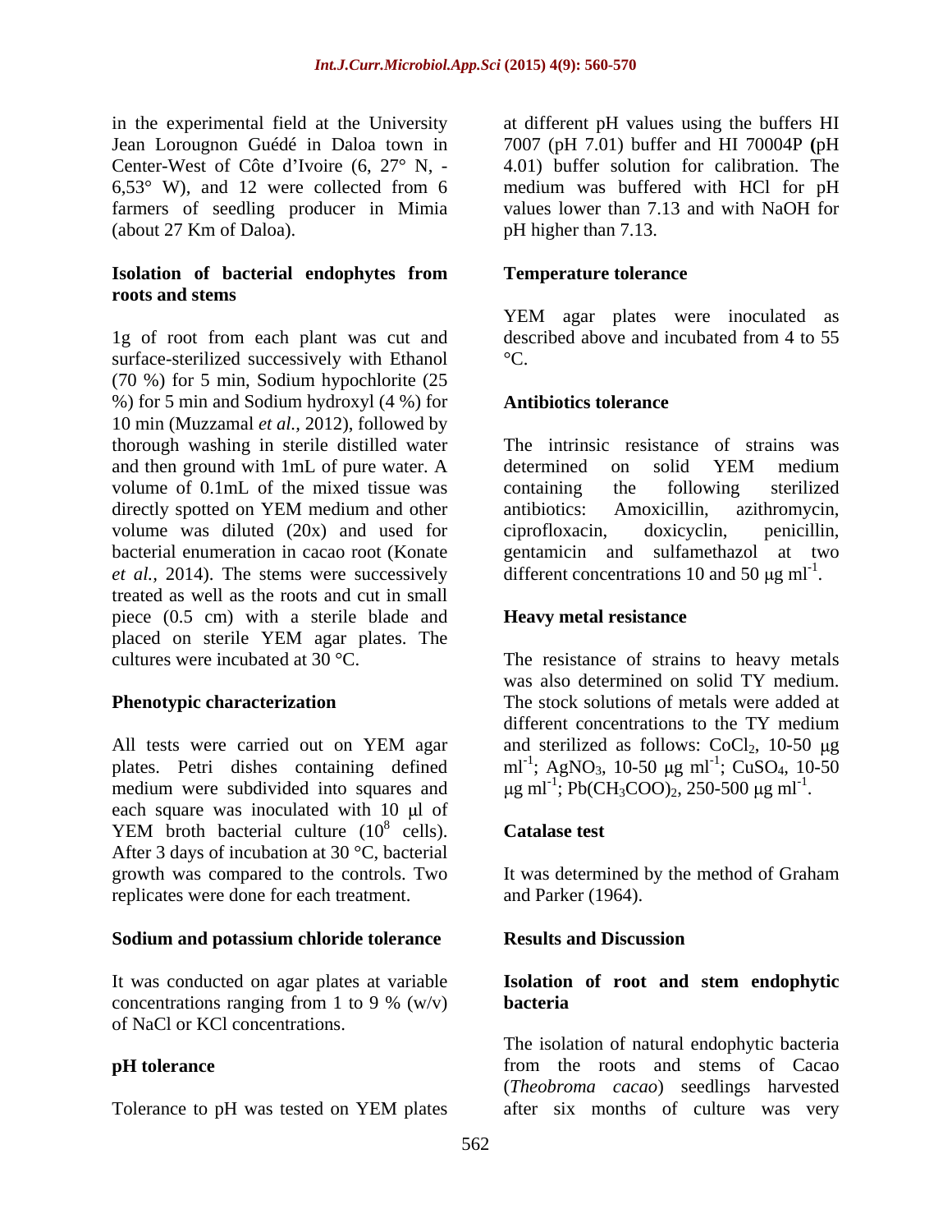in the experimental field at the University Jean Lorougnon Guédé in Daloa town in Center-West of Côte d'Ivoire (6, 27° N, - 6,53° W), and 12 were collected from 6 farmers of seedling producer in Mimia (about 27 Km of Daloa).

### Isolation of bacterial endophytes from roots and stems

1g of root from each plant was cut and surface-sterilized successively with Ethanol (70 %) for 5 min, Sodium hypochloride (25 %) for 5 min and Sodium hydroxyl (4 %) for 10 min (Muzzamal *et al.,* 2012), followed by thorough washing in sterile distilled water and then ground with 1mL of pure water. A volume of 0.1mL of the mixed tissue was directly spotted on YEM medium and other volume was diluted (20x) and used for bacterial enumeration in cacao root (Konate *et al.,* 2014). The stems were successively treated as well as the roots and cut in small piece (0.5 cm) with a sterile blade and placed on sterile YEM agar plates. The cultures were incubated at 30 °C.

### Phenotypic characterization

All tests were carried out on YEM agar plates. Petri dishes containing defined medium were subdivided into squares and each square was inoculated with 10 μl of YEM broth bacterial culture ($10^8$ cells). After 3 days of incubation at 30 °C, bacterial growth was compared to the controls. Two replicates were done for each treatment.

### Sodium and potassium chloride tolerance

It was conducted on agar plates at variable concentrations ranging from 1 to 9 % (w/v) of NaCl or KCl concentrations.

### pH tolerance

Tolerance to pH was tested on YEM plates at different pH values using the buffers HI 7007 (pH 7.01) buffer and HI 70004P **(**pH 4.01) buffer solution for calibration. The medium was buffered with HCl for pH values lower than 7.13 and with NaOH for pH higher than 7.13.

### Temperature tolerance

YEM agar plates were inoculated as described above and incubated from 4 to 55 °C.

### Antibiotics tolerance

The intrinsic resistance of strains was determined on solid YEM medium containing the following sterilized antibiotics: Amoxicillin, azithromycin, ciprofloxacin, doxicyclin, penicillin, gentamicin and sulfamethazol at two different concentrations 10 and 50 μg $ml^{-1}$.

### Heavy metal resistance

The resistance of strains to heavy metals was also determined on solid TY medium. The stock solutions of metals were added at different concentrations to the TY medium and sterilized as follows: $CoCl_2$, 10-50 μg $ml^{-1}$; $AgNO_3$, 10-50 μg $ml^{-1}$; $CuSO_4$, 10-50 μg $ml^{-1}$; $Pb(CH_3COO)_2$, 250-500 μg $ml^{-1}$.

### Catalase test

It was determined by the method of Graham and Parker (1964).

## Results and Discussion

### Isolation of root and stem endophytic bacteria

The isolation of natural endophytic bacteria from the roots and stems of Cacao (*Theobroma cacao*) seedlings harvested after six months of culture was very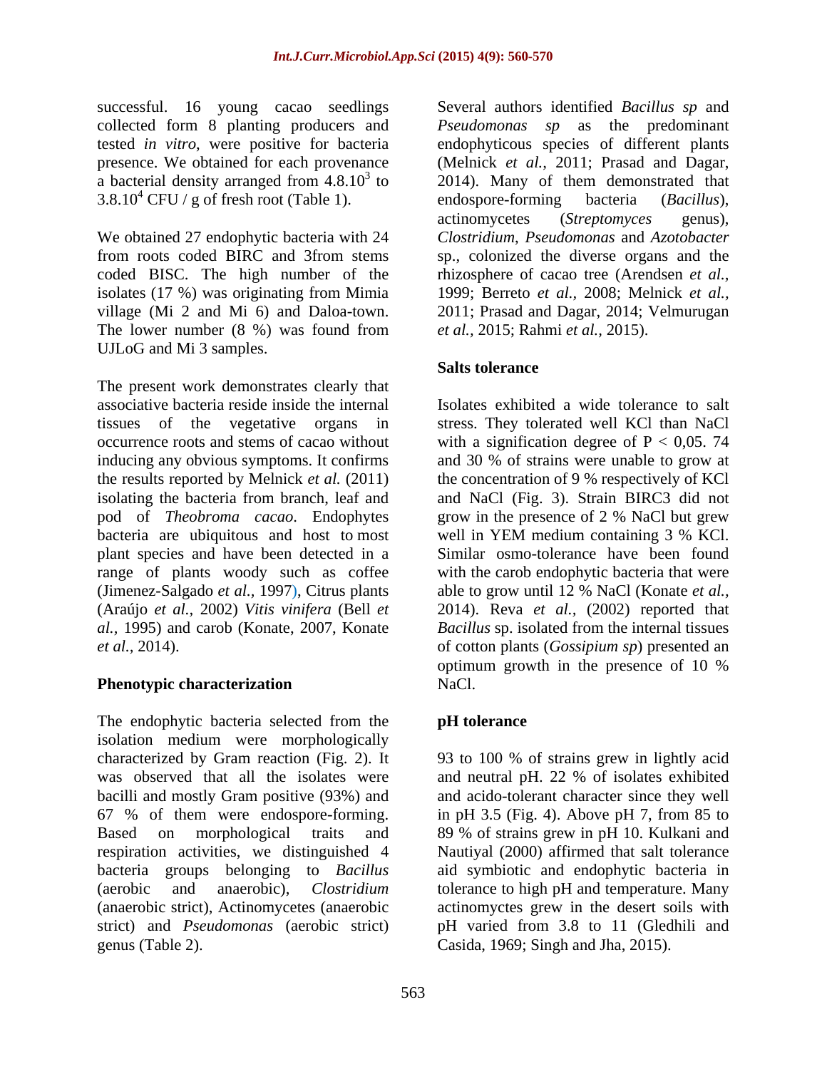successful. 16 young cacao seedlings collected form 8 planting producers and tested *in vitro*, were positive for bacteria presence. We obtained for each provenance a bacterial density arranged from $4.8.10^3$ to $3.8.10^4$ CFU / g of fresh root (Table 1).

We obtained 27 endophytic bacteria with 24 from roots coded BIRC and 3from stems coded BISC. The high number of the isolates (17 %) was originating from Mimia village (Mi 2 and Mi 6) and Daloa-town. The lower number (8 %) was found from UJLoG and Mi 3 samples.

The present work demonstrates clearly that associative bacteria reside inside the internal tissues of the vegetative organs in occurrence roots and stems of cacao without inducing any obvious symptoms. It confirms the results reported by Melnick *et al.* (2011) isolating the bacteria from branch, leaf and pod of *Theobroma cacao*. Endophytes bacteria are ubiquitous and host to most plant species and have been detected in a range of plants woody such as coffee (Jimenez-Salgado *et al.,* 1997), Citrus plants (Araújo *et al.,* 2002) *Vitis vinifera* (Bell *et al.*, 1995) and carob (Konate, 2007, Konate *et al.,* 2014).

## Phenotypic characterization

The endophytic bacteria selected from the isolation medium were morphologically characterized by Gram reaction (Fig. 2). It was observed that all the isolates were bacilli and mostly Gram positive (93%) and 67 % of them were endospore-forming. Based on morphological traits and respiration activities, we distinguished 4 bacteria groups belonging to *Bacillus* (aerobic and anaerobic), *Clostridium* (anaerobic strict), Actinomycetes (anaerobic strict) and *Pseudomonas* (aerobic strict) genus (Table 2).

Several authors identified *Bacillus sp* and *Pseudomonas sp* as the predominant endophyticous species of different plants (Melnick *et al.,* 2011; Prasad and Dagar, 2014). Many of them demonstrated that endospore-forming bacteria (*Bacillus*), actinomycetes (*Streptomyces* genus), *Clostridium*, *Pseudomonas* and *Azotobacter* sp., colonized the diverse organs and the rhizosphere of cacao tree (Arendsen *et al.,* 1999; Berreto *et al.,* 2008; Melnick *et al.,* 2011; Prasad and Dagar, 2014; Velmurugan *et al.,* 2015; Rahmi *et al.,* 2015).

## Salts tolerance

Isolates exhibited a wide tolerance to salt stress. They tolerated well KCl than NaCl with a signification degree of $P < 0,05$. 74 and 30 % of strains were unable to grow at the concentration of 9 % respectively of KCl and NaCl (Fig. 3). Strain BIRC3 did not grow in the presence of 2 % NaCl but grew well in YEM medium containing 3 % KCl. Similar osmo-tolerance have been found with the carob endophytic bacteria that were able to grow until 12 % NaCl (Konate *et al.,* 2014). Reva *et al.,* (2002) reported that *Bacillus* sp. isolated from the internal tissues of cotton plants (*Gossipium sp*) presented an optimum growth in the presence of 10 % NaCl.

## pH tolerance

93 to 100 % of strains grew in lightly acid and neutral pH. 22 % of isolates exhibited and acido-tolerant character since they well in pH 3.5 (Fig. 4). Above pH 7, from 85 to 89 % of strains grew in pH 10. Kulkani and Nautiyal (2000) affirmed that salt tolerance aid symbiotic and endophytic bacteria in tolerance to high pH and temperature. Many actinomyctes grew in the desert soils with pH varied from 3.8 to 11 (Gledhili and Casida, 1969; Singh and Jha, 2015).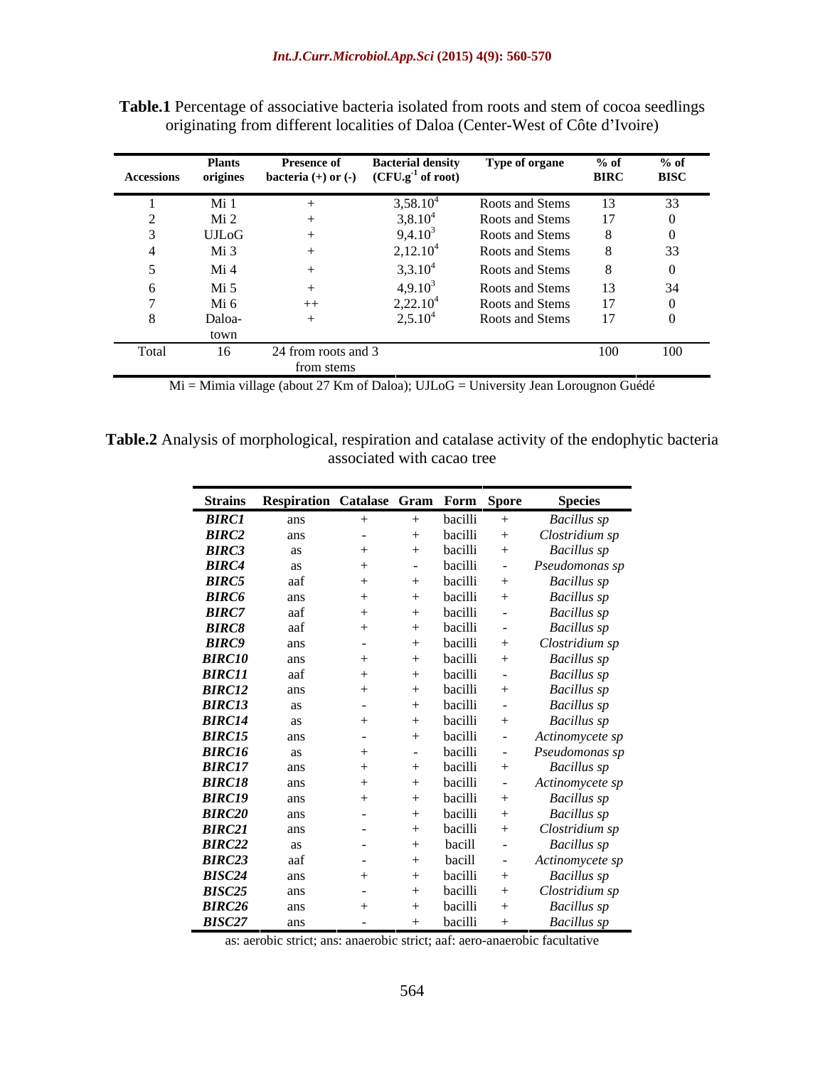**Table.1** Percentage of associative bacteria isolated from roots and stem of cocoa seedlings originating from different localities of Daloa (Center-West of Côte d'Ivoire)

| Accessions | Plants origines | Presence of bacteria (+) or (-) | Bacterial density ($CFU.g^{-1}$ of root) | Type of organe | % of BIRC | % of BISC |
|---|---|---|---|---|---|---|
| 1 | Mi 1 | + | $3,58.10^4$ | Roots and Stems | 13 | 33 |
| 2 | Mi 2 | + | $3,8.10^4$ | Roots and Stems | 17 | 0 |
| 3 | UJLoG | + | $9,4.10^3$ | Roots and Stems | 8 | 0 |
| 4 | Mi 3 | + | $2,12.10^4$ | Roots and Stems | 8 | 33 |
| 5 | Mi 4 | + | $3,3.10^4$ | Roots and Stems | 8 | 0 |
| 6 | Mi 5 | + | $4,9.10^3$ | Roots and Stems | 13 | 34 |
| 7 | Mi 6 | ++ | $2,22.10^4$ | Roots and Stems | 17 | 0 |
| 8 | Daloa-town | + | $2,5.10^4$ | Roots and Stems | 17 | 0 |
| Total | 16 | 24 from roots and 3 from stems | | | 100 | 100 |

Mi = Mimia village (about 27 Km of Daloa); UJLoG = University Jean Lorougnon Guédé

**Table.2** Analysis of morphological, respiration and catalase activity of the endophytic bacteria associated with cacao tree

| Strains | Respiration | Catalase | Gram | Form | Spore | Species |
|---|---|---|---|---|---|---|
| ***BIRC1*** | ans | + | + | bacilli | + | *Bacillus sp* |
| ***BIRC2*** | ans | - | + | bacilli | + | *Clostridium sp* |
| ***BIRC3*** | as | + | + | bacilli | + | *Bacillus sp* |
| ***BIRC4*** | as | + | - | bacilli | - | *Pseudomonas sp* |
| ***BIRC5*** | aaf | + | + | bacilli | + | *Bacillus sp* |
| ***BIRC6*** | ans | + | + | bacilli | + | *Bacillus sp* |
| ***BIRC7*** | aaf | + | + | bacilli | - | *Bacillus sp* |
| ***BIRC8*** | aaf | + | + | bacilli | - | *Bacillus sp* |
| ***BIRC9*** | ans | - | + | bacilli | + | *Clostridium sp* |
| ***BIRC10*** | ans | + | + | bacilli | + | *Bacillus sp* |
| ***BIRC11*** | aaf | + | + | bacilli | - | *Bacillus sp* |
| ***BIRC12*** | ans | + | + | bacilli | + | *Bacillus sp* |
| ***BIRC13*** | as | - | + | bacilli | - | *Bacillus sp* |
| ***BIRC14*** | as | + | + | bacilli | + | *Bacillus sp* |
| ***BIRC15*** | ans | - | + | bacilli | - | *Actinomycete sp* |
| ***BIRC16*** | as | + | - | bacilli | - | *Pseudomonas sp* |
| ***BIRC17*** | ans | + | + | bacilli | + | *Bacillus sp* |
| ***BIRC18*** | ans | + | + | bacilli | - | *Actinomycete sp* |
| ***BIRC19*** | ans | + | + | bacilli | + | *Bacillus sp* |
| ***BIRC20*** | ans | - | + | bacilli | + | *Bacillus sp* |
| ***BIRC21*** | ans | - | + | bacilli | + | *Clostridium sp* |
| ***BIRC22*** | as | - | + | bacill | - | *Bacillus sp* |
| ***BIRC23*** | aaf | - | + | bacill | - | *Actinomycete sp* |
| ***BISC24*** | ans | + | + | bacilli | + | *Bacillus sp* |
| ***BISC25*** | ans | - | + | bacilli | + | *Clostridium sp* |
| ***BIRC26*** | ans | + | + | bacilli | + | *Bacillus sp* |
| ***BISC27*** | ans | - | + | bacilli | + | *Bacillus sp* |

as: aerobic strict; ans: anaerobic strict; aaf: aero-anaerobic facultative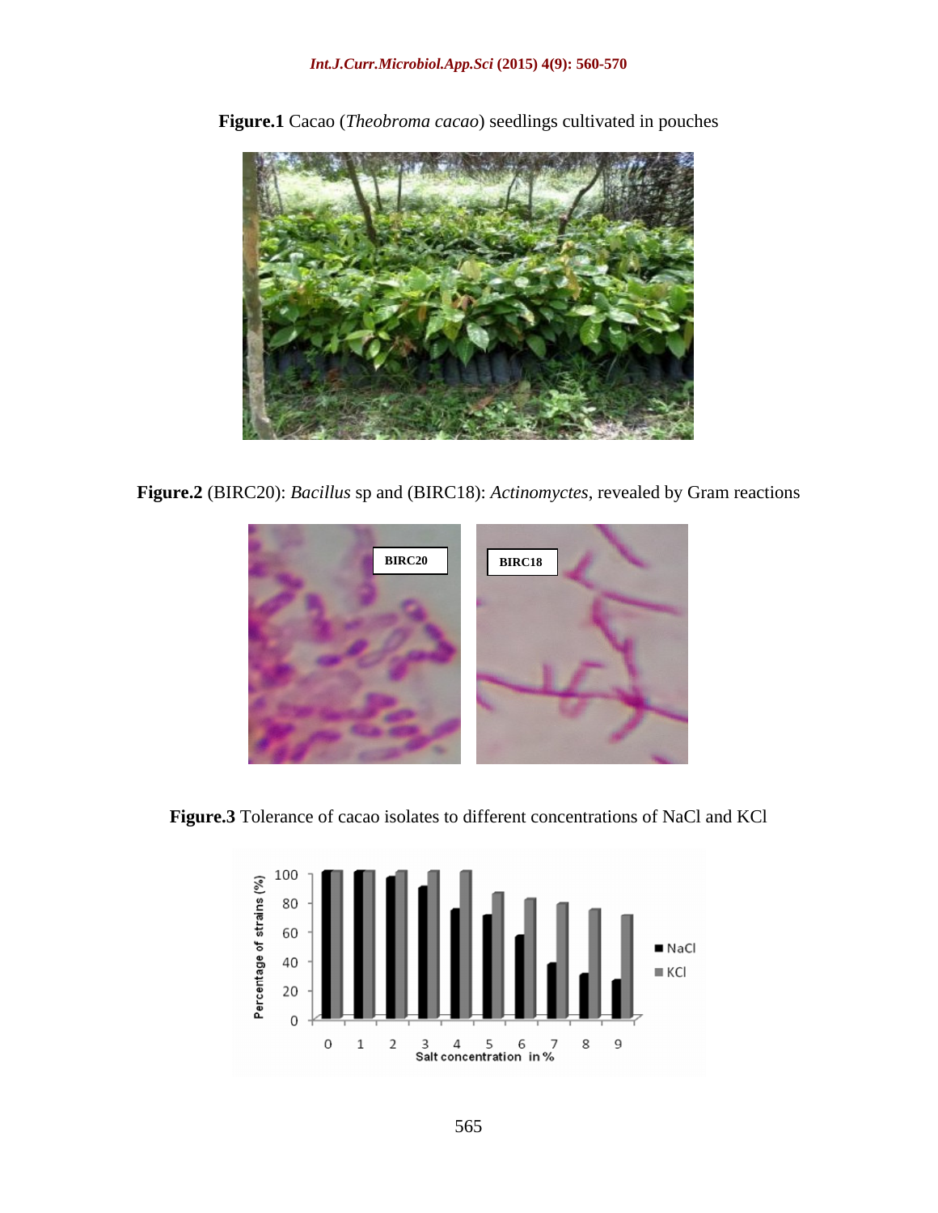**Figure.1** Cacao (*Theobroma cacao*) seedlings cultivated in pouches

**Figure.2** (BIRC20): *Bacillus* sp and (BIRC18): *Actinomyctes*, revealed by Gram reactions

**Figure.3** Tolerance of cacao isolates to different concentrations of NaCl and KCl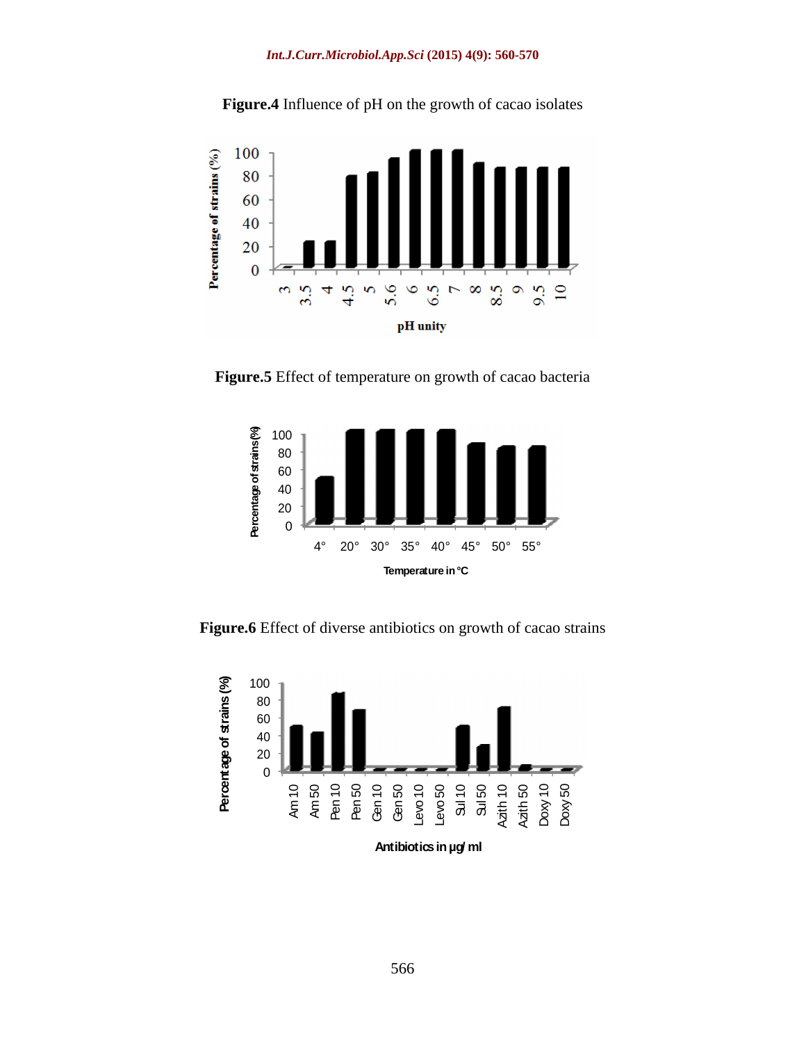**Figure.4** Influence of pH on the growth of cacao isolates

**Figure.5** Effect of temperature on growth of cacao bacteria

**Figure.6** Effect of diverse antibiotics on growth of cacao strains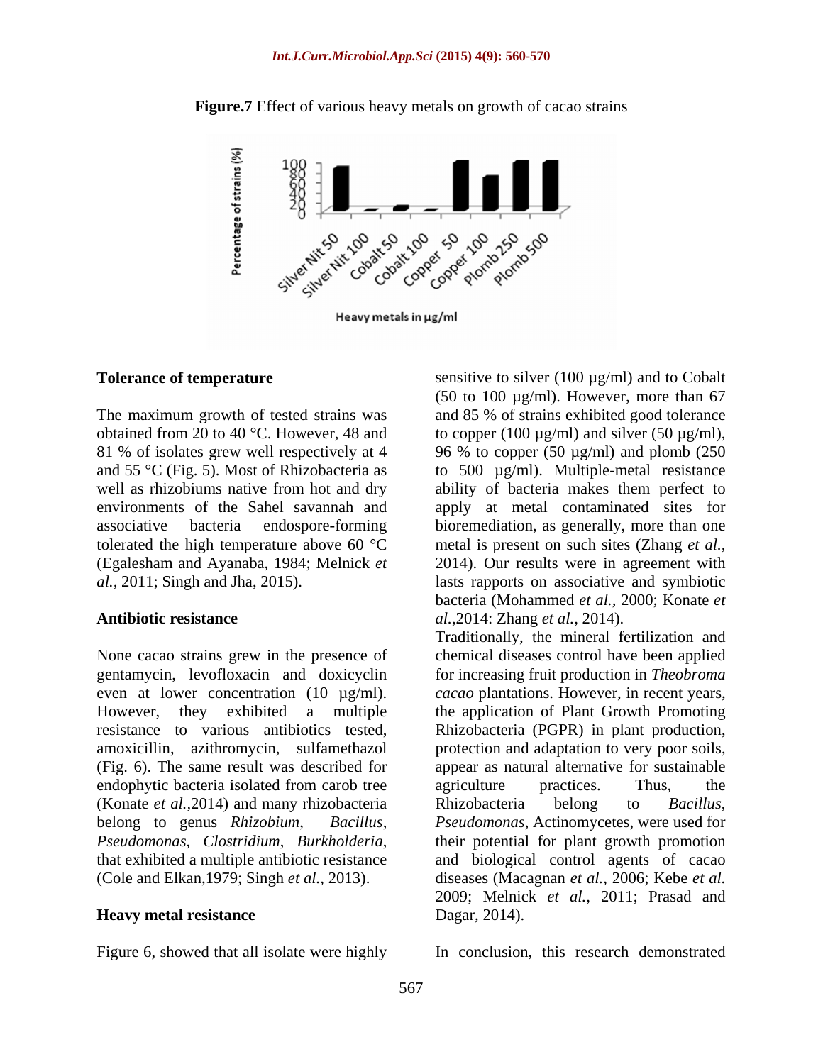**Figure.7** Effect of various heavy metals on growth of cacao strains

### Tolerance of temperature

The maximum growth of tested strains was obtained from 20 to 40 °C. However, 48 and 81 % of isolates grew well respectively at 4 and 55 °C (Fig. 5). Most of Rhizobacteria as well as rhizobiums native from hot and dry environments of the Sahel savannah and associative bacteria endospore-forming tolerated the high temperature above 60 °C (Egalesham and Ayanaba, 1984; Melnick *et al.,* 2011; Singh and Jha, 2015).

### Antibiotic resistance

None cacao strains grew in the presence of gentamycin, levofloxacin and doxicyclin even at lower concentration (10 µg/ml). However, they exhibited a multiple resistance to various antibiotics tested, amoxicillin, azithromycin, sulfamethazol (Fig. 6). The same result was described for endophytic bacteria isolated from carob tree (Konate *et al.,*2014) and many rhizobacteria belong to genus *Rhizobium*, *Bacillus*, *Pseudomonas*, *Clostridium*, *Burkholderia*, that exhibited a multiple antibiotic resistance (Cole and Elkan,1979; Singh *et al.,* 2013).

### Heavy metal resistance

Figure 6, showed that all isolate were highly sensitive to silver (100 µg/ml) and to Cobalt (50 to 100 µg/ml). However, more than 67 and 85 % of strains exhibited good tolerance to copper (100 µg/ml) and silver (50 µg/ml), 96 % to copper (50 µg/ml) and plomb (250 to 500 µg/ml). Multiple-metal resistance ability of bacteria makes them perfect to apply at metal contaminated sites for bioremediation, as generally, more than one metal is present on such sites (Zhang *et al.,* 2014). Our results were in agreement with lasts rapports on associative and symbiotic bacteria (Mohammed *et al.,* 2000; Konate *et al.,*2014: Zhang *et al.,* 2014).

Traditionally, the mineral fertilization and chemical diseases control have been applied for increasing fruit production in *Theobroma cacao* plantations. However, in recent years, the application of Plant Growth Promoting Rhizobacteria (PGPR) in plant production, protection and adaptation to very poor soils, appear as natural alternative for sustainable agriculture practices. Thus, the Rhizobacteria belong to *Bacillus*, *Pseudomonas*, Actinomycetes, were used for their potential for plant growth promotion and biological control agents of cacao diseases (Macagnan *et al.,* 2006; Kebe *et al.* 2009; Melnick *et al.,* 2011; Prasad and Dagar, 2014).

In conclusion, this research demonstrated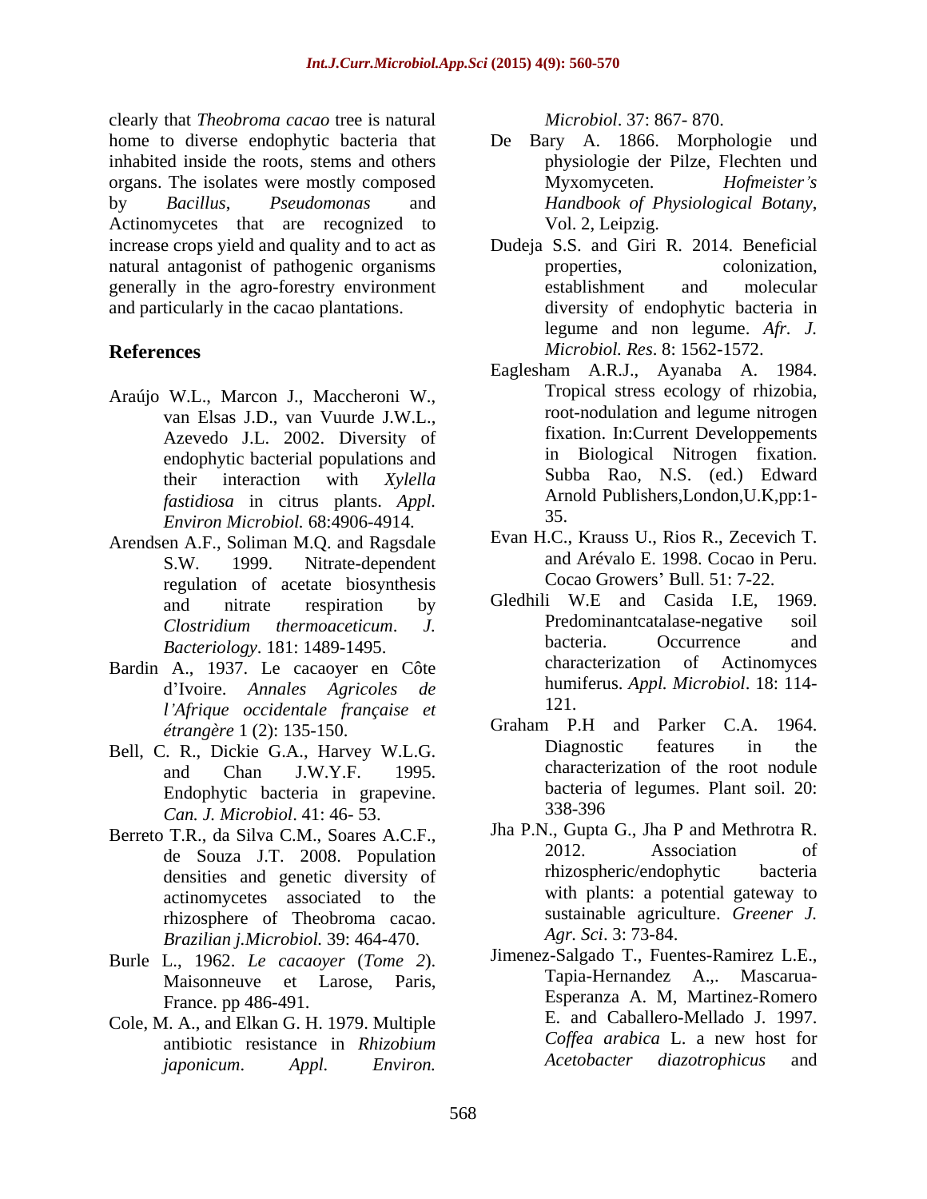clearly that *Theobroma cacao* tree is natural home to diverse endophytic bacteria that inhabited inside the roots, stems and others organs. The isolates were mostly composed by *Bacillus*, *Pseudomonas* and Actinomycetes that are recognized to increase crops yield and quality and to act as natural antagonist of pathogenic organisms generally in the agro-forestry environment and particularly in the cacao plantations.

## References

Araújo W.L., Marcon J., Maccheroni W., van Elsas J.D., van Vuurde J.W.L., Azevedo J.L. 2002. Diversity of endophytic bacterial populations and their interaction with *Xylella fastidiosa* in citrus plants. *Appl. Environ Microbiol.* 68:4906-4914.

Arendsen A.F., Soliman M.Q. and Ragsdale S.W. 1999. Nitrate-dependent regulation of acetate biosynthesis and nitrate respiration by *Clostridium thermoaceticum*. *J. Bacteriology*. 181: 1489-1495.

Bardin A., 1937. Le cacaoyer en Côte d'Ivoire. *Annales Agricoles de l'Afrique occidentale française et étrangère* 1 (2): 135-150.

Bell, C. R., Dickie G.A., Harvey W.L.G. and Chan J.W.Y.F. 1995. Endophytic bacteria in grapevine. *Can. J. Microbiol*. 41: 46- 53.

Berreto T.R., da Silva C.M., Soares A.C.F., de Souza J.T. 2008. Population densities and genetic diversity of actinomycetes associated to the rhizosphere of Theobroma cacao. *Brazilian j.Microbiol.* 39: 464-470.

Burle L., 1962. *Le cacaoyer* (*Tome 2*). Maisonneuve et Larose, Paris, France. pp 486-491.

Cole, M. A., and Elkan G. H. 1979. Multiple antibiotic resistance in *Rhizobium japonicum*. *Appl. Environ. Microbiol*. 37: 867- 870.

De Bary A. 1866. Morphologie und physiologie der Pilze, Flechten und Myxomyceten. *Hofmeister's Handbook of Physiological Botany*, Vol. 2, Leipzig.

Dudeja S.S. and Giri R. 2014. Beneficial properties, colonization, establishment and molecular diversity of endophytic bacteria in legume and non legume. *Afr. J. Microbiol. Res*. 8: 1562-1572.

Eaglesham A.R.J., Ayanaba A. 1984. Tropical stress ecology of rhizobia, root-nodulation and legume nitrogen fixation. In:Current Developpements in Biological Nitrogen fixation. Subba Rao, N.S. (ed.) Edward Arnold Publishers,London,U.K,pp:1-35.

Evan H.C., Krauss U., Rios R., Zecevich T. and Arévalo E. 1998. Cocao in Peru. Cocao Growers' Bull. 51: 7-22.

Gledhili W.E and Casida I.E, 1969. Predominantcatalase-negative soil bacteria. Occurrence and characterization of Actinomyces humiferus. *Appl. Microbiol*. 18: 114-121.

Graham P.H and Parker C.A. 1964. Diagnostic features in the characterization of the root nodule bacteria of legumes. Plant soil. 20: 338-396

Jha P.N., Gupta G., Jha P and Methrotra R. 2012. Association of rhizospheric/endophytic bacteria with plants: a potential gateway to sustainable agriculture. *Greener J. Agr. Sci*. 3: 73-84.

Jimenez-Salgado T., Fuentes-Ramirez L.E., Tapia-Hernandez A.,. Mascarua-Esperanza A. M, Martinez-Romero E. and Caballero-Mellado J. 1997. *Coffea arabica* L. a new host for *Acetobacter diazotrophicus* and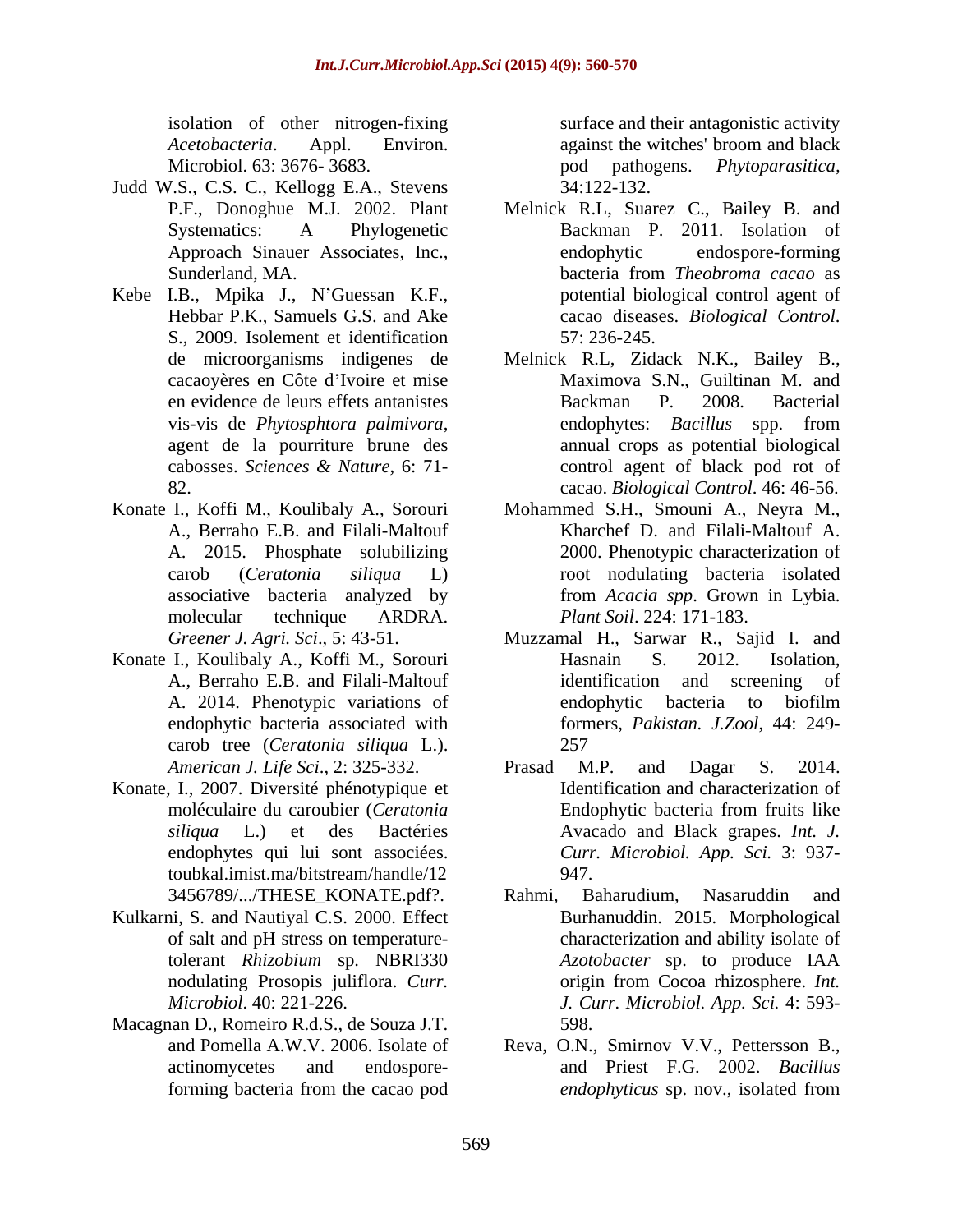isolation of other nitrogen-fixing *Acetobacteria*. Appl. Environ. Microbiol. 63: 3676- 3683.

Judd W.S., C.S. C., Kellogg E.A., Stevens P.F., Donoghue M.J. 2002. Plant Systematics: A Phylogenetic Approach Sinauer Associates, Inc., Sunderland, MA.

Kebe I.B., Mpika J., N'Guessan K.F., Hebbar P.K., Samuels G.S. and Ake S., 2009. Isolement et identification de microorganisms indigenes de cacaoyères en Côte d'Ivoire et mise en evidence de leurs effets antanistes vis-vis de *Phytosphtora palmivora*, agent de la pourriture brune des cabosses. *Sciences & Nature*, 6: 71-82.

Konate I., Koffi M., Koulibaly A., Sorouri A., Berraho E.B. and Filali-Maltouf A. 2015. Phosphate solubilizing carob (*Ceratonia siliqua* L) associative bacteria analyzed by molecular technique ARDRA. *Greener J. Agri. Sci*., 5: 43-51.

Konate I., Koulibaly A., Koffi M., Sorouri A., Berraho E.B. and Filali-Maltouf A. 2014. Phenotypic variations of endophytic bacteria associated with carob tree (*Ceratonia siliqua* L.). *American J. Life Sci*., 2: 325-332.

Konate, I., 2007. Diversité phénotypique et moléculaire du caroubier (*Ceratonia siliqua* L.) et des Bactéries endophytes qui lui sont associées. toubkal.imist.ma/bitstream/handle/123456789/.../THESE_KONATE.pdf?.

Kulkarni, S. and Nautiyal C.S. 2000. Effect of salt and pH stress on temperature-tolerant *Rhizobium* sp. NBRI330 nodulating Prosopis juliflora. *Curr. Microbiol*. 40: 221-226.

Macagnan D., Romeiro R.d.S., de Souza J.T. and Pomella A.W.V. 2006. Isolate of actinomycetes and endospore-forming bacteria from the cacao pod surface and their antagonistic activity against the witches' broom and black pod pathogens. *Phytoparasitica,* 34:122-132.

Melnick R.L, Suarez C., Bailey B. and Backman P. 2011. Isolation of endophytic endospore-forming bacteria from *Theobroma cacao* as potential biological control agent of cacao diseases. *Biological Control*. 57: 236-245.

Melnick R.L, Zidack N.K., Bailey B., Maximova S.N., Guiltinan M. and Backman P. 2008. Bacterial endophytes: *Bacillus* spp. from annual crops as potential biological control agent of black pod rot of cacao. *Biological Control*. 46: 46-56.

Mohammed S.H., Smouni A., Neyra M., Kharchef D. and Filali-Maltouf A. 2000. Phenotypic characterization of root nodulating bacteria isolated from *Acacia spp*. Grown in Lybia. *Plant Soil*. 224: 171-183.

Muzzamal H., Sarwar R., Sajid I. and Hasnain S. 2012. Isolation, identification and screening of endophytic bacteria to biofilm formers, *Pakistan. J.Zool*, 44: 249-257

Prasad M.P. and Dagar S. 2014. Identification and characterization of Endophytic bacteria from fruits like Avacado and Black grapes. *Int. J. Curr. Microbiol. App. Sci.* 3: 937-947.

Rahmi, Baharudium, Nasaruddin and Burhanuddin. 2015. Morphological characterization and ability isolate of *Azotobacter* sp. to produce IAA origin from Cocoa rhizosphere. *Int. J. Curr. Microbiol. App. Sci.* 4: 593-598.

Reva, O.N., Smirnov V.V., Pettersson B., and Priest F.G. 2002. *Bacillus endophyticus* sp. nov., isolated from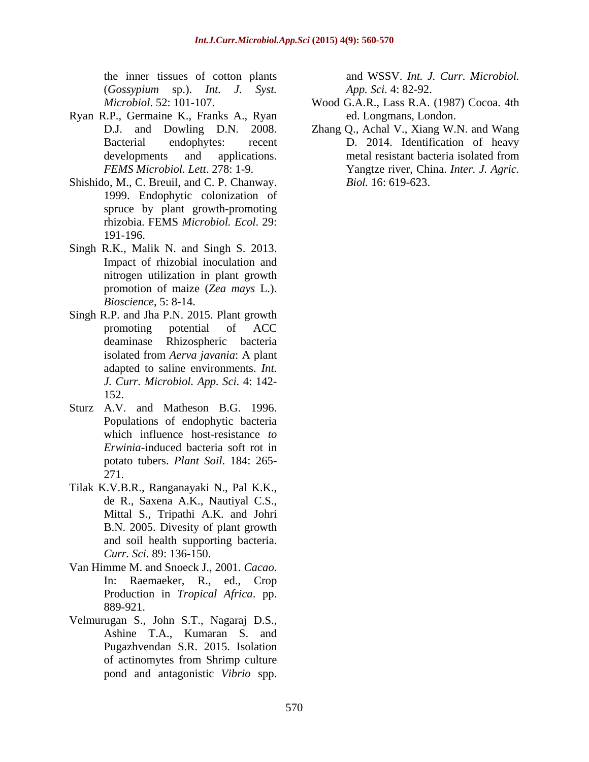the inner tissues of cotton plants (*Gossypium* sp.). *Int. J. Syst. Microbiol*. 52: 101-107.

Ryan R.P., Germaine K., Franks A., Ryan D.J. and Dowling D.N. 2008. Bacterial endophytes: recent developments and applications. *FEMS Microbiol. Lett*. 278: 1-9.

Shishido, M., C. Breuil, and C. P. Chanway. 1999. Endophytic colonization of spruce by plant growth-promoting rhizobia. FEMS *Microbiol. Ecol*. 29: 191-196.

Singh R.K., Malik N. and Singh S. 2013. Impact of rhizobial inoculation and nitrogen utilization in plant growth promotion of maize (*Zea mays* L.). *Bioscience*, 5: 8-14.

Singh R.P. and Jha P.N. 2015. Plant growth promoting potential of ACC deaminase Rhizospheric bacteria isolated from *Aerva javania*: A plant adapted to saline environments. *Int. J. Curr. Microbiol. App. Sci.* 4: 142-152.

Sturz A.V. and Matheson B.G. 1996. Populations of endophytic bacteria which influence host-resistance *to Erwinia*-induced bacteria soft rot in potato tubers. *Plant Soil*. 184: 265-271.

Tilak K.V.B.R., Ranganayaki N., Pal K.K., de R., Saxena A.K., Nautiyal C.S., Mittal S., Tripathi A.K. and Johri B.N. 2005. Divesity of plant growth and soil health supporting bacteria. *Curr. Sci*. 89: 136-150.

Van Himme M. and Snoeck J., 2001. *Cacao*. In: Raemaeker, R., ed., Crop Production in *Tropical Africa*. pp. 889-921.

Velmurugan S., John S.T., Nagaraj D.S., Ashine T.A., Kumaran S. and Pugazhvendan S.R. 2015. Isolation of actinomytes from Shrimp culture pond and antagonistic *Vibrio* spp. and WSSV. *Int. J. Curr. Microbiol. App. Sci.* 4: 82-92.

Wood G.A.R., Lass R.A. (1987) Cocoa. 4th ed. Longmans, London.

Zhang Q., Achal V., Xiang W.N. and Wang D. 2014. Identification of heavy metal resistant bacteria isolated from Yangtze river, China. *Inter. J. Agric. Biol.* 16: 619-623.